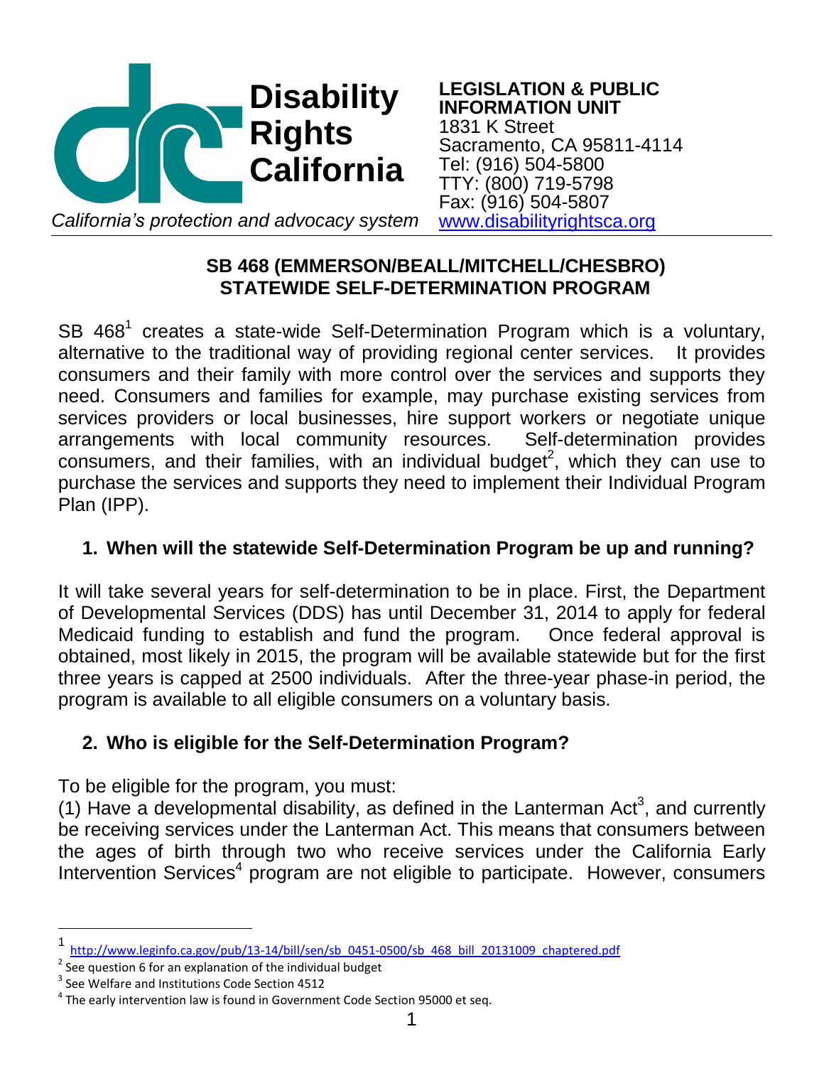**Disability Rights California**

*California's protection and advocacy system*

**LEGISLATION & PUBLIC INFORMATION UNIT**
1831 K Street
Sacramento, CA 95811-4114
Tel: (916) 504-5800
TTY: (800) 719-5798
Fax: (916) 504-5807
www.disabilityrightsca.org

## SB 468 (EMMERSON/BEALL/MITCHELL/CHESBRO) STATEWIDE SELF-DETERMINATION PROGRAM

SB 468[1] creates a state-wide Self-Determination Program which is a voluntary, alternative to the traditional way of providing regional center services. It provides consumers and their family with more control over the services and supports they need. Consumers and families for example, may purchase existing services from services providers or local businesses, hire support workers or negotiate unique arrangements with local community resources. Self-determination provides consumers, and their families, with an individual budget[2], which they can use to purchase the services and supports they need to implement their Individual Program Plan (IPP).

### 1. When will the statewide Self-Determination Program be up and running?

It will take several years for self-determination to be in place. First, the Department of Developmental Services (DDS) has until December 31, 2014 to apply for federal Medicaid funding to establish and fund the program. Once federal approval is obtained, most likely in 2015, the program will be available statewide but for the first three years is capped at 2500 individuals. After the three-year phase-in period, the program is available to all eligible consumers on a voluntary basis.

### 2. Who is eligible for the Self-Determination Program?

To be eligible for the program, you must:
(1) Have a developmental disability, as defined in the Lanterman Act[3], and currently be receiving services under the Lanterman Act. This means that consumers between the ages of birth through two who receive services under the California Early Intervention Services[4] program are not eligible to participate. However, consumers

---

[1] http://www.leginfo.ca.gov/pub/13-14/bill/sen/sb_0451-0500/sb_468_bill_20131009_chaptered.pdf

[2] See question 6 for an explanation of the individual budget

[3] See Welfare and Institutions Code Section 4512

[4] The early intervention law is found in Government Code Section 95000 et seq.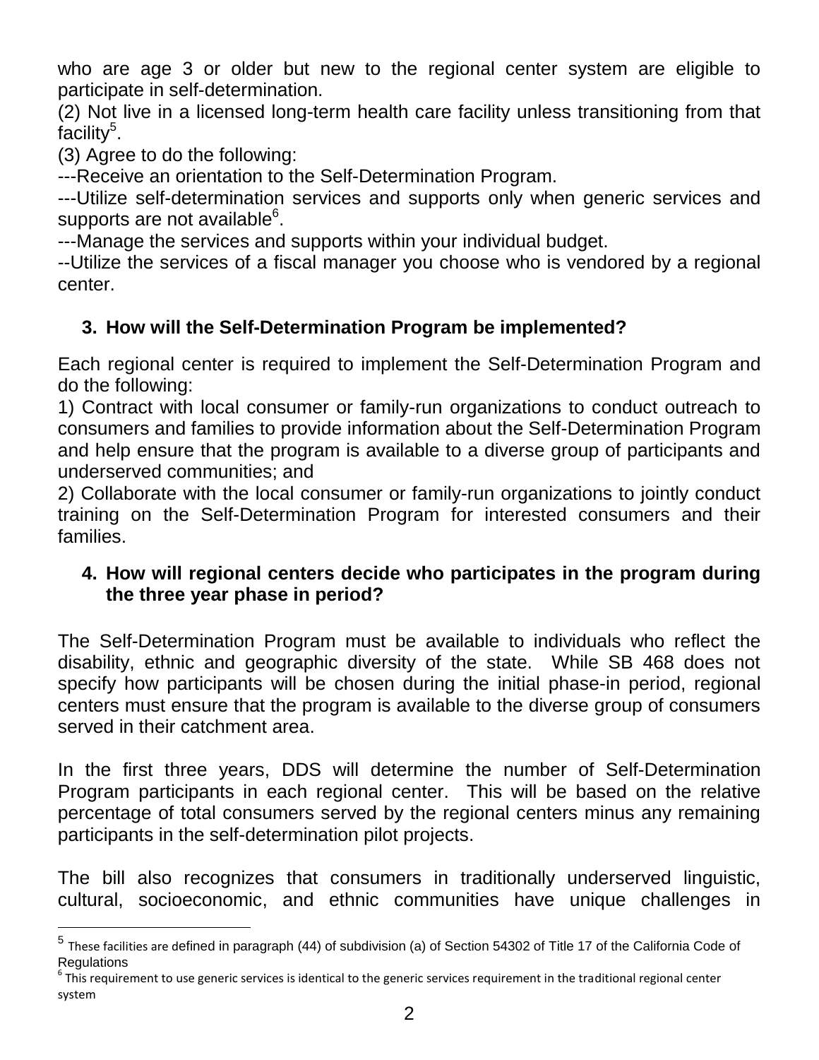who are age 3 or older but new to the regional center system are eligible to participate in self-determination.

(2) Not live in a licensed long-term health care facility unless transitioning from that facility[5].

(3) Agree to do the following:

---Receive an orientation to the Self-Determination Program.

---Utilize self-determination services and supports only when generic services and supports are not available[6].

---Manage the services and supports within your individual budget.

--Utilize the services of a fiscal manager you choose who is vendored by a regional center.

### 3. How will the Self-Determination Program be implemented?

Each regional center is required to implement the Self-Determination Program and do the following:

1) Contract with local consumer or family-run organizations to conduct outreach to consumers and families to provide information about the Self-Determination Program and help ensure that the program is available to a diverse group of participants and underserved communities; and

2) Collaborate with the local consumer or family-run organizations to jointly conduct training on the Self-Determination Program for interested consumers and their families.

### 4. How will regional centers decide who participates in the program during the three year phase in period?

The Self-Determination Program must be available to individuals who reflect the disability, ethnic and geographic diversity of the state. While SB 468 does not specify how participants will be chosen during the initial phase-in period, regional centers must ensure that the program is available to the diverse group of consumers served in their catchment area.

In the first three years, DDS will determine the number of Self-Determination Program participants in each regional center. This will be based on the relative percentage of total consumers served by the regional centers minus any remaining participants in the self-determination pilot projects.

The bill also recognizes that consumers in traditionally underserved linguistic, cultural, socioeconomic, and ethnic communities have unique challenges in

---

[5] These facilities are defined in paragraph (44) of subdivision (a) of Section 54302 of Title 17 of the California Code of Regulations

[6] This requirement to use generic services is identical to the generic services requirement in the traditional regional center system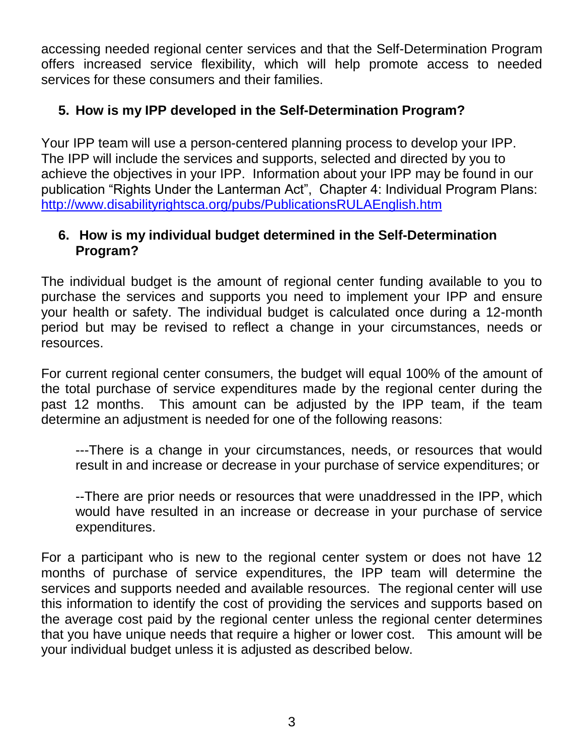accessing needed regional center services and that the Self-Determination Program offers increased service flexibility, which will help promote access to needed services for these consumers and their families.

## 5. How is my IPP developed in the Self-Determination Program?

Your IPP team will use a person-centered planning process to develop your IPP. The IPP will include the services and supports, selected and directed by you to achieve the objectives in your IPP. Information about your IPP may be found in our publication "Rights Under the Lanterman Act", Chapter 4: Individual Program Plans: [http://www.disabilityrightsca.org/pubs/PublicationsRULAEnglish.htm](http://www.disabilityrightsca.org/pubs/PublicationsRULAEnglish.htm)

## 6. How is my individual budget determined in the Self-Determination Program?

The individual budget is the amount of regional center funding available to you to purchase the services and supports you need to implement your IPP and ensure your health or safety. The individual budget is calculated once during a 12-month period but may be revised to reflect a change in your circumstances, needs or resources.

For current regional center consumers, the budget will equal 100% of the amount of the total purchase of service expenditures made by the regional center during the past 12 months. This amount can be adjusted by the IPP team, if the team determine an adjustment is needed for one of the following reasons:

---There is a change in your circumstances, needs, or resources that would result in and increase or decrease in your purchase of service expenditures; or

--There are prior needs or resources that were unaddressed in the IPP, which would have resulted in an increase or decrease in your purchase of service expenditures.

For a participant who is new to the regional center system or does not have 12 months of purchase of service expenditures, the IPP team will determine the services and supports needed and available resources. The regional center will use this information to identify the cost of providing the services and supports based on the average cost paid by the regional center unless the regional center determines that you have unique needs that require a higher or lower cost. This amount will be your individual budget unless it is adjusted as described below.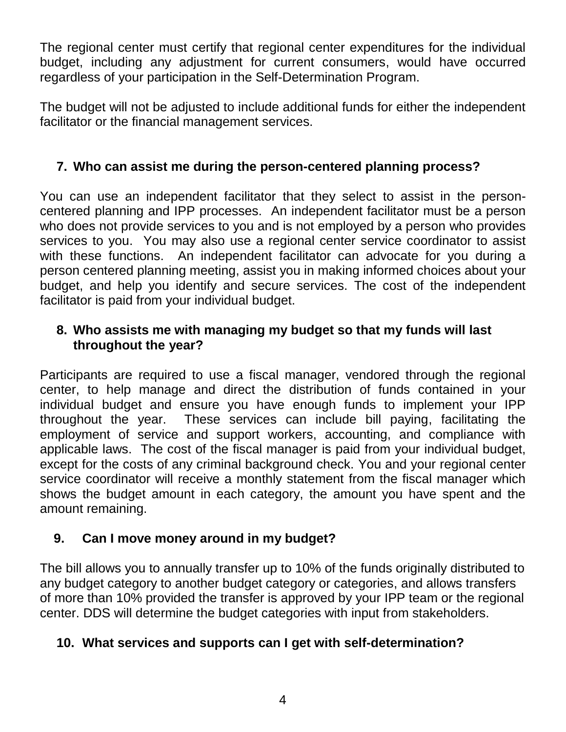The regional center must certify that regional center expenditures for the individual budget, including any adjustment for current consumers, would have occurred regardless of your participation in the Self-Determination Program.

The budget will not be adjusted to include additional funds for either the independent facilitator or the financial management services.

**7. Who can assist me during the person-centered planning process?**

You can use an independent facilitator that they select to assist in the person-centered planning and IPP processes. An independent facilitator must be a person who does not provide services to you and is not employed by a person who provides services to you. You may also use a regional center service coordinator to assist with these functions. An independent facilitator can advocate for you during a person centered planning meeting, assist you in making informed choices about your budget, and help you identify and secure services. The cost of the independent facilitator is paid from your individual budget.

**8. Who assists me with managing my budget so that my funds will last throughout the year?**

Participants are required to use a fiscal manager, vendored through the regional center, to help manage and direct the distribution of funds contained in your individual budget and ensure you have enough funds to implement your IPP throughout the year. These services can include bill paying, facilitating the employment of service and support workers, accounting, and compliance with applicable laws. The cost of the fiscal manager is paid from your individual budget, except for the costs of any criminal background check. You and your regional center service coordinator will receive a monthly statement from the fiscal manager which shows the budget amount in each category, the amount you have spent and the amount remaining.

**9. Can I move money around in my budget?**

The bill allows you to annually transfer up to 10% of the funds originally distributed to any budget category to another budget category or categories, and allows transfers of more than 10% provided the transfer is approved by your IPP team or the regional center. DDS will determine the budget categories with input from stakeholders.

**10. What services and supports can I get with self-determination?**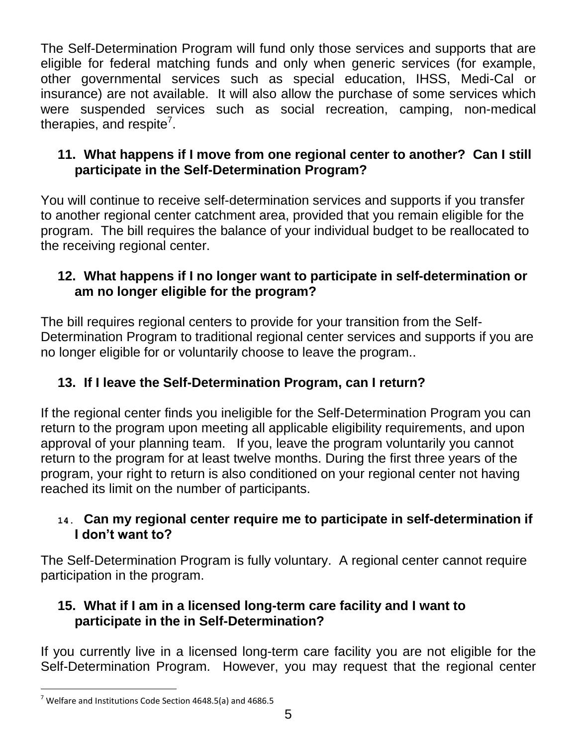The Self-Determination Program will fund only those services and supports that are eligible for federal matching funds and only when generic services (for example, other governmental services such as special education, IHSS, Medi-Cal or insurance) are not available. It will also allow the purchase of some services which were suspended services such as social recreation, camping, non-medical therapies, and respite[7].

### 11. What happens if I move from one regional center to another? Can I still participate in the Self-Determination Program?

You will continue to receive self-determination services and supports if you transfer to another regional center catchment area, provided that you remain eligible for the program. The bill requires the balance of your individual budget to be reallocated to the receiving regional center.

### 12. What happens if I no longer want to participate in self-determination or am no longer eligible for the program?

The bill requires regional centers to provide for your transition from the Self-Determination Program to traditional regional center services and supports if you are no longer eligible for or voluntarily choose to leave the program..

### 13. If I leave the Self-Determination Program, can I return?

If the regional center finds you ineligible for the Self-Determination Program you can return to the program upon meeting all applicable eligibility requirements, and upon approval of your planning team. If you, leave the program voluntarily you cannot return to the program for at least twelve months. During the first three years of the program, your right to return is also conditioned on your regional center not having reached its limit on the number of participants.

### 14. Can my regional center require me to participate in self-determination if I don't want to?

The Self-Determination Program is fully voluntary. A regional center cannot require participation in the program.

### 15. What if I am in a licensed long-term care facility and I want to participate in the in Self-Determination?

If you currently live in a licensed long-term care facility you are not eligible for the Self-Determination Program. However, you may request that the regional center

---

[7] Welfare and Institutions Code Section 4648.5(a) and 4686.5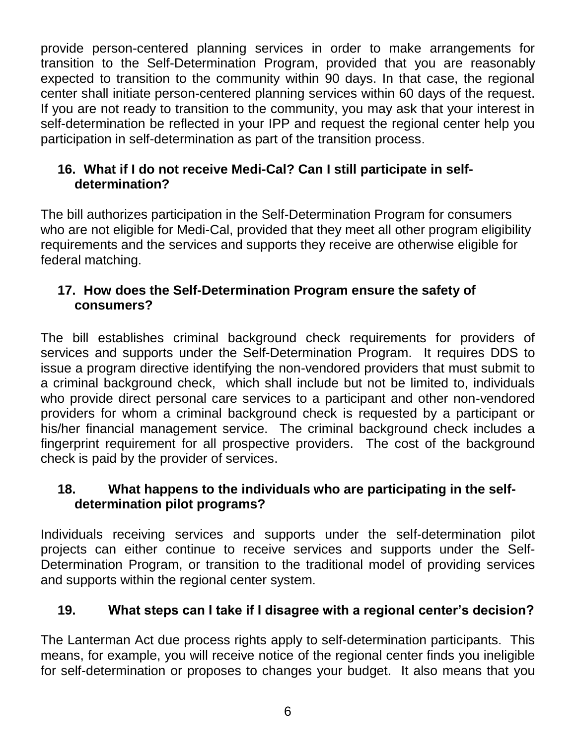provide person-centered planning services in order to make arrangements for transition to the Self-Determination Program, provided that you are reasonably expected to transition to the community within 90 days. In that case, the regional center shall initiate person-centered planning services within 60 days of the request. If you are not ready to transition to the community, you may ask that your interest in self-determination be reflected in your IPP and request the regional center help you participation in self-determination as part of the transition process.

### 16. What if I do not receive Medi-Cal? Can I still participate in self-determination?

The bill authorizes participation in the Self-Determination Program for consumers who are not eligible for Medi-Cal, provided that they meet all other program eligibility requirements and the services and supports they receive are otherwise eligible for federal matching.

### 17. How does the Self-Determination Program ensure the safety of consumers?

The bill establishes criminal background check requirements for providers of services and supports under the Self-Determination Program. It requires DDS to issue a program directive identifying the non-vendored providers that must submit to a criminal background check, which shall include but not be limited to, individuals who provide direct personal care services to a participant and other non-vendored providers for whom a criminal background check is requested by a participant or his/her financial management service. The criminal background check includes a fingerprint requirement for all prospective providers. The cost of the background check is paid by the provider of services.

### 18. What happens to the individuals who are participating in the self-determination pilot programs?

Individuals receiving services and supports under the self-determination pilot projects can either continue to receive services and supports under the Self-Determination Program, or transition to the traditional model of providing services and supports within the regional center system.

### 19. What steps can I take if I disagree with a regional center's decision?

The Lanterman Act due process rights apply to self-determination participants. This means, for example, you will receive notice of the regional center finds you ineligible for self-determination or proposes to changes your budget. It also means that you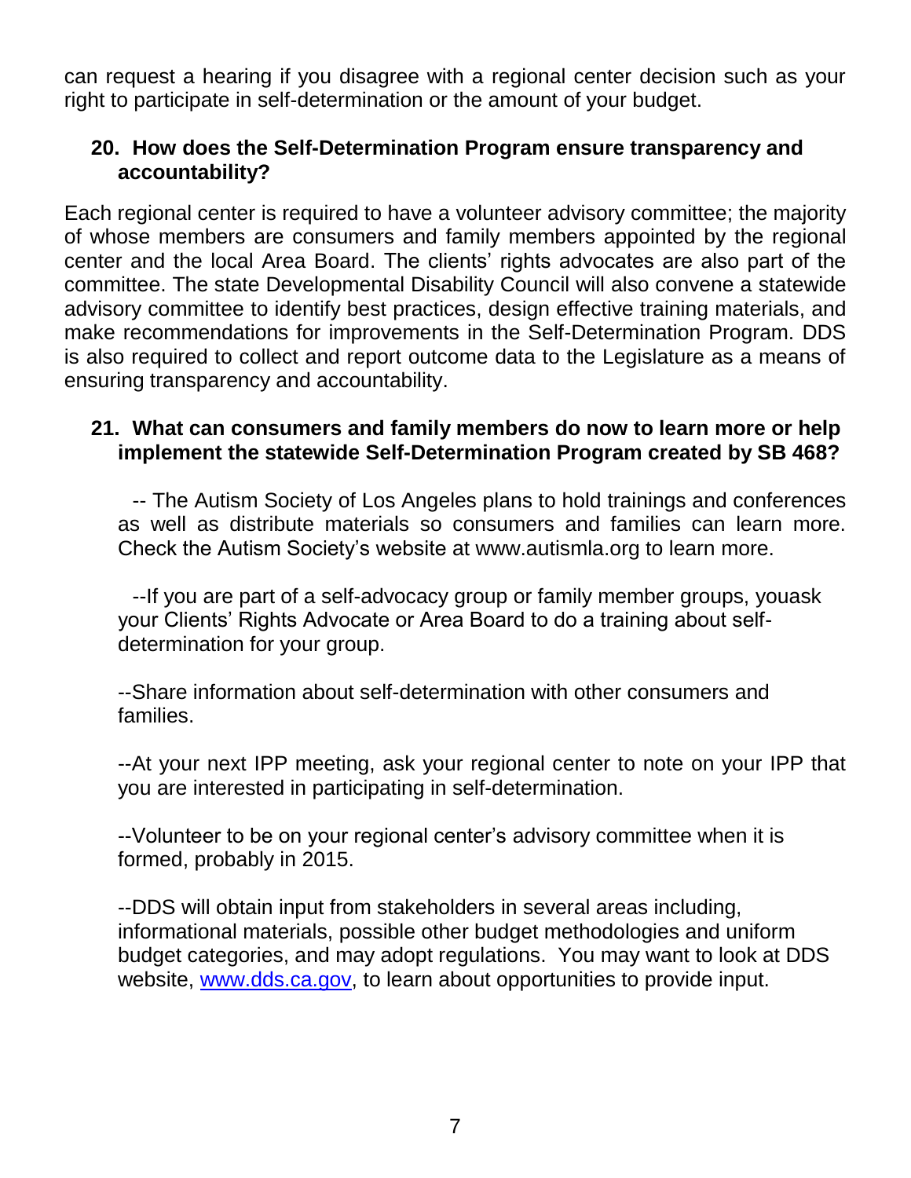can request a hearing if you disagree with a regional center decision such as your right to participate in self-determination or the amount of your budget.

### 20. How does the Self-Determination Program ensure transparency and accountability?

Each regional center is required to have a volunteer advisory committee; the majority of whose members are consumers and family members appointed by the regional center and the local Area Board. The clients' rights advocates are also part of the committee. The state Developmental Disability Council will also convene a statewide advisory committee to identify best practices, design effective training materials, and make recommendations for improvements in the Self-Determination Program. DDS is also required to collect and report outcome data to the Legislature as a means of ensuring transparency and accountability.

### 21. What can consumers and family members do now to learn more or help implement the statewide Self-Determination Program created by SB 468?

-- The Autism Society of Los Angeles plans to hold trainings and conferences as well as distribute materials so consumers and families can learn more. Check the Autism Society's website at www.autismla.org to learn more.

--If you are part of a self-advocacy group or family member groups, youask your Clients' Rights Advocate or Area Board to do a training about self-determination for your group.

--Share information about self-determination with other consumers and families.

--At your next IPP meeting, ask your regional center to note on your IPP that you are interested in participating in self-determination.

--Volunteer to be on your regional center's advisory committee when it is formed, probably in 2015.

--DDS will obtain input from stakeholders in several areas including, informational materials, possible other budget methodologies and uniform budget categories, and may adopt regulations. You may want to look at DDS website, [www.dds.ca.gov](http://www.dds.ca.gov), to learn about opportunities to provide input.